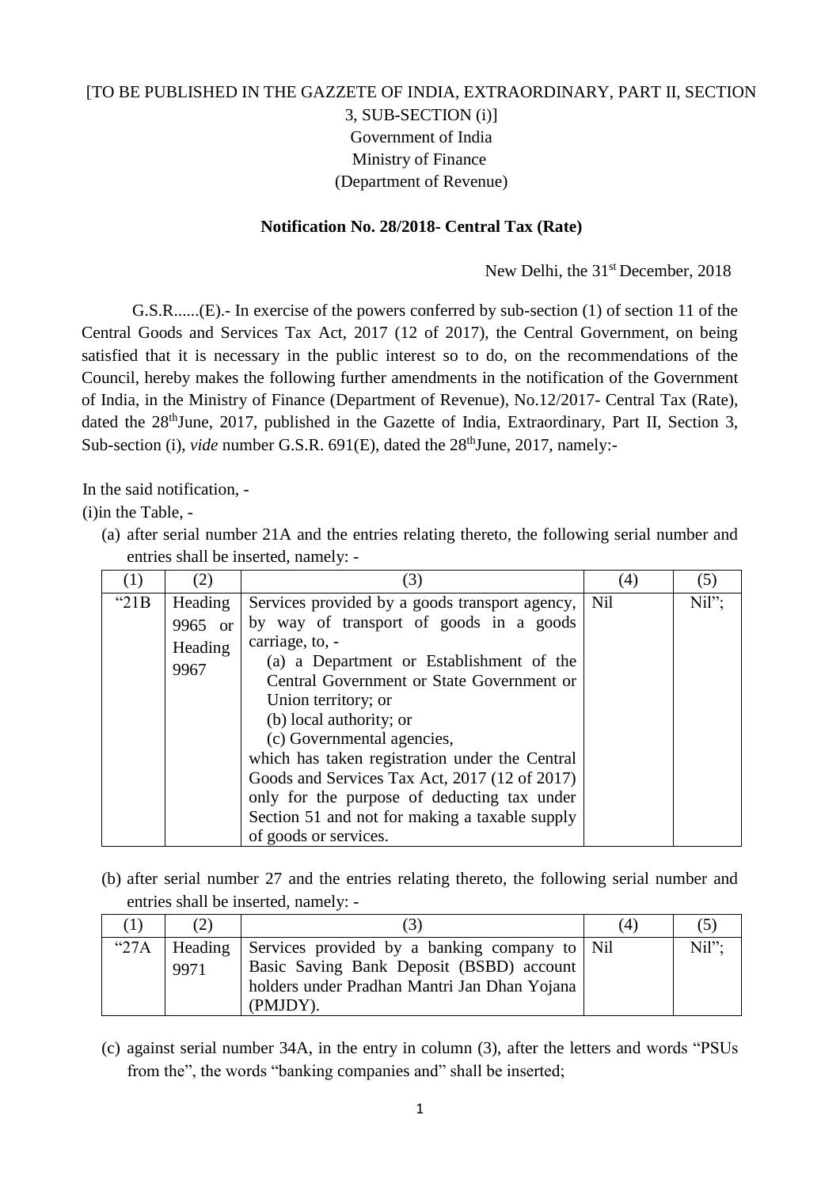[TO BE PUBLISHED IN THE GAZZETE OF INDIA, EXTRAORDINARY, PART II, SECTION 3, SUB-SECTION (i)]
Government of India
Ministry of Finance
(Department of Revenue)

**Notification No. 28/2018- Central Tax (Rate)**

New Delhi, the 31st December, 2018

G.S.R......(E).- In exercise of the powers conferred by sub-section (1) of section 11 of the Central Goods and Services Tax Act, 2017 (12 of 2017), the Central Government, on being satisfied that it is necessary in the public interest so to do, on the recommendations of the Council, hereby makes the following further amendments in the notification of the Government of India, in the Ministry of Finance (Department of Revenue), No.12/2017- Central Tax (Rate), dated the 28thJune, 2017, published in the Gazette of India, Extraordinary, Part II, Section 3, Sub-section (i), *vide* number G.S.R. 691(E), dated the 28thJune, 2017, namely:-

In the said notification, -

(i)in the Table, -

(a) after serial number 21A and the entries relating thereto, the following serial number and entries shall be inserted, namely: -

| (1) | (2) | (3) | (4) | (5) |
|---|---|---|---|---|
| "21B | Heading 9965 or Heading 9967 | Services provided by a goods transport agency, by way of transport of goods in a goods carriage, to, - (a) a Department or Establishment of the Central Government or State Government or Union territory; or (b) local authority; or (c) Governmental agencies, which has taken registration under the Central Goods and Services Tax Act, 2017 (12 of 2017) only for the purpose of deducting tax under Section 51 and not for making a taxable supply of goods or services. | Nil | Nil"; |

(b) after serial number 27 and the entries relating thereto, the following serial number and entries shall be inserted, namely: -

| (1) | (2) | (3) | (4) | (5) |
|---|---|---|---|---|
| "27A | Heading 9971 | Services provided by a banking company to Basic Saving Bank Deposit (BSBD) account holders under Pradhan Mantri Jan Dhan Yojana (PMJDY). | Nil | Nil"; |

(c) against serial number 34A, in the entry in column (3), after the letters and words "PSUs from the", the words "banking companies and" shall be inserted;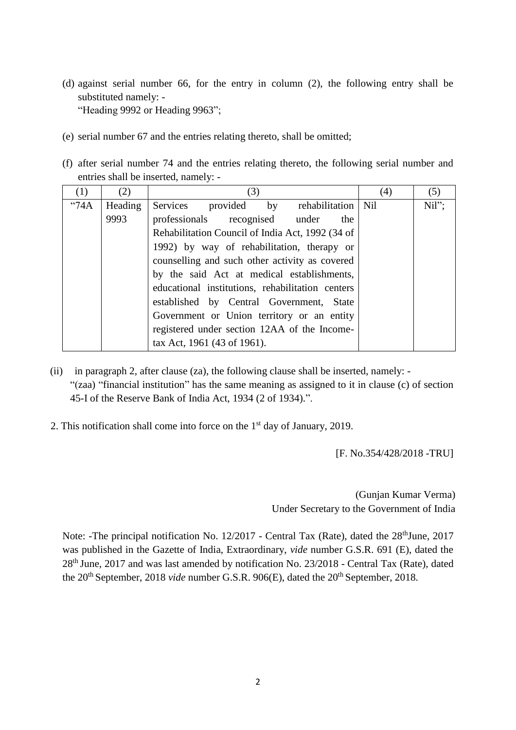(d) against serial number 66, for the entry in column (2), the following entry shall be substituted namely: -
"Heading 9992 or Heading 9963";

(e) serial number 67 and the entries relating thereto, shall be omitted;

(f) after serial number 74 and the entries relating thereto, the following serial number and entries shall be inserted, namely: -

| (1) | (2) | (3) | (4) | (5) |
|---|---|---|---|---|
| "74A | Heading 9993 | Services provided by rehabilitation professionals recognised under the Rehabilitation Council of India Act, 1992 (34 of 1992) by way of rehabilitation, therapy or counselling and such other activity as covered by the said Act at medical establishments, educational institutions, rehabilitation centers established by Central Government, State Government or Union territory or an entity registered under section 12AA of the Income-tax Act, 1961 (43 of 1961). | Nil | Nil"; |

(ii) in paragraph 2, after clause (za), the following clause shall be inserted, namely: -
"(zaa) "financial institution" has the same meaning as assigned to it in clause (c) of section 45-I of the Reserve Bank of India Act, 1934 (2 of 1934).".

2. This notification shall come into force on the 1st day of January, 2019.

[F. No.354/428/2018 -TRU]

(Gunjan Kumar Verma)
Under Secretary to the Government of India

Note: -The principal notification No. 12/2017 - Central Tax (Rate), dated the 28th June, 2017 was published in the Gazette of India, Extraordinary, *vide* number G.S.R. 691 (E), dated the 28th June, 2017 and was last amended by notification No. 23/2018 - Central Tax (Rate), dated the 20th September, 2018 *vide* number G.S.R. 906(E), dated the 20th September, 2018.